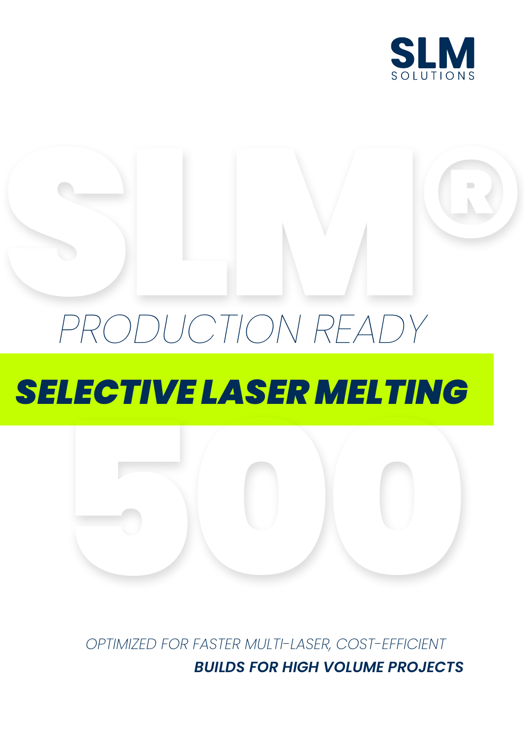SLM SOLUTIONS

# SLM® 500

*PRODUCTION READY*

## ***SELECTIVE LASER MELTING***

*OPTIMIZED FOR FASTER MULTI-LASER, COST-EFFICIENT*
***BUILDS FOR HIGH VOLUME PROJECTS***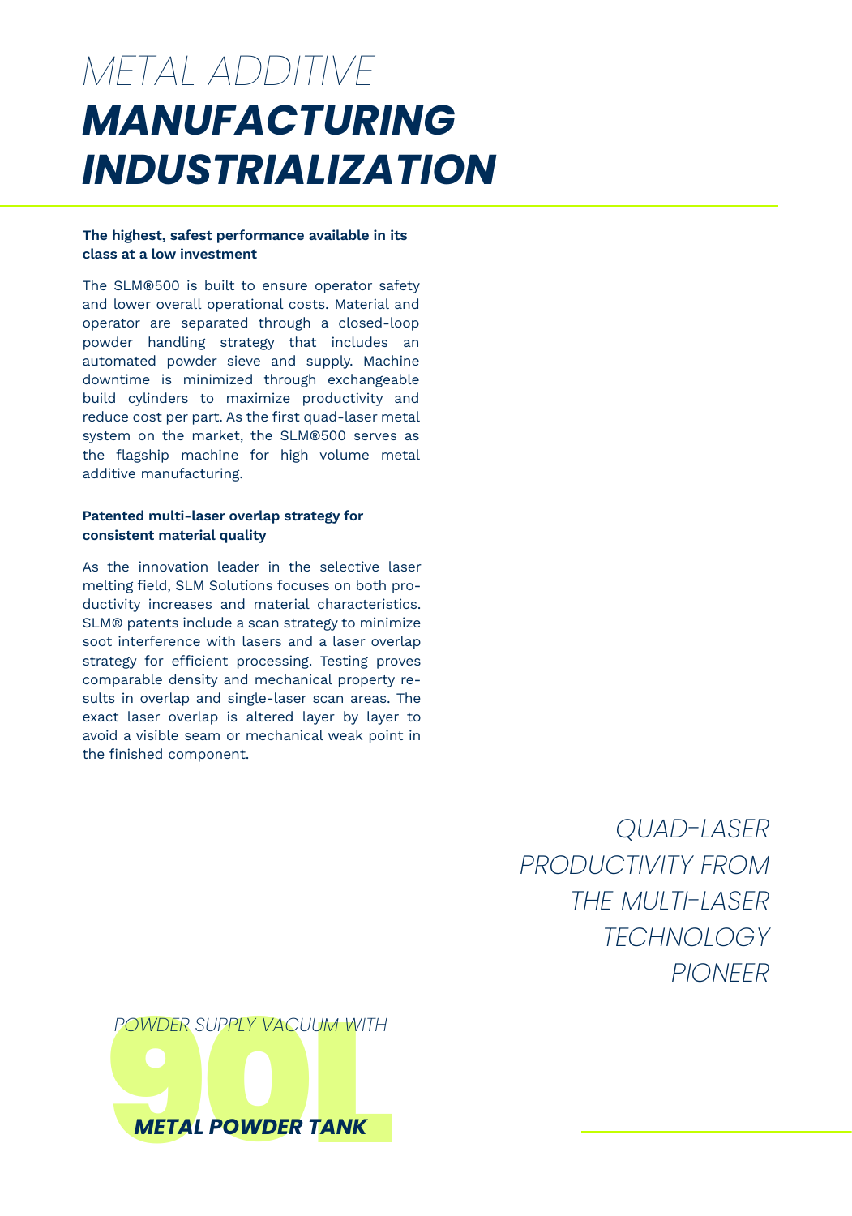# METAL ADDITIVE **MANUFACTURING INDUSTRIALIZATION**

**The highest, safest performance available in its class at a low investment**

The SLM®500 is built to ensure operator safety and lower overall operational costs. Material and operator are separated through a closed-loop powder handling strategy that includes an automated powder sieve and supply. Machine downtime is minimized through exchangeable build cylinders to maximize productivity and reduce cost per part. As the first quad-laser metal system on the market, the SLM®500 serves as the flagship machine for high volume metal additive manufacturing.

**Patented multi-laser overlap strategy for consistent material quality**

As the innovation leader in the selective laser melting field, SLM Solutions focuses on both productivity increases and material characteristics. SLM® patents include a scan strategy to minimize soot interference with lasers and a laser overlap strategy for efficient processing. Testing proves comparable density and mechanical property results in overlap and single-laser scan areas. The exact laser overlap is altered layer by layer to avoid a visible seam or mechanical weak point in the finished component.

*QUAD-LASER PRODUCTIVITY FROM THE MULTI-LASER TECHNOLOGY PIONEER*

*POWDER SUPPLY VACUUM WITH*
**90L**
***METAL POWDER TANK***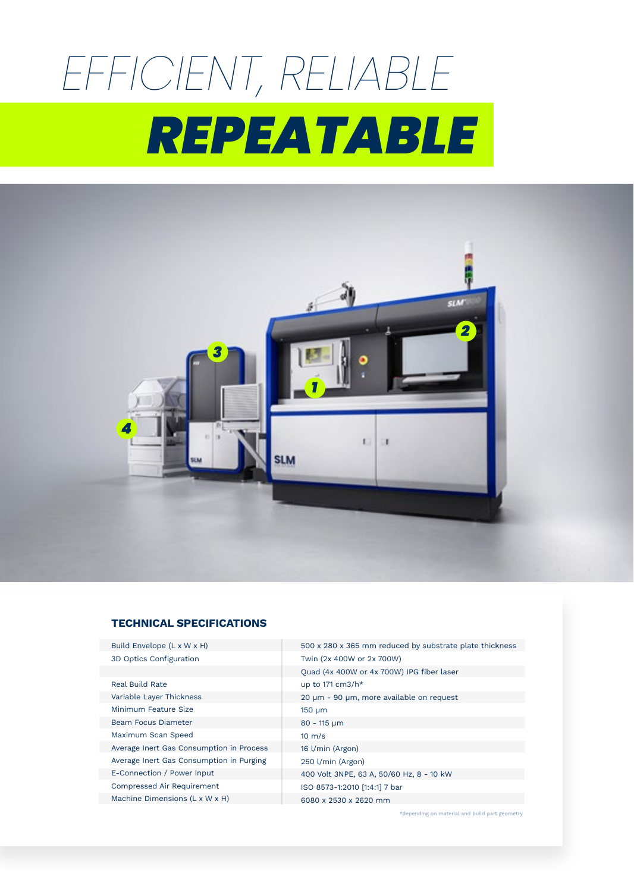# EFFICIENT, RELIABLE

# REPEATABLE

### TECHNICAL SPECIFICATIONS

| | |
|---|---|
| Build Envelope (L x W x H) | 500 x 280 x 365 mm reduced by substrate plate thickness |
| 3D Optics Configuration | Twin (2x 400W or 2x 700W) |
| | Quad (4x 400W or 4x 700W) IPG fiber laser |
| Real Build Rate | up to 171 cm3/h* |
| Variable Layer Thickness | 20 µm - 90 µm, more available on request |
| Minimum Feature Size | 150 µm |
| Beam Focus Diameter | 80 - 115 µm |
| Maximum Scan Speed | 10 m/s |
| Average Inert Gas Consumption in Process | 16 l/min (Argon) |
| Average Inert Gas Consumption in Purging | 250 l/min (Argon) |
| E-Connection / Power Input | 400 Volt 3NPE, 63 A, 50/60 Hz, 8 - 10 kW |
| Compressed Air Requirement | ISO 8573-1:2010 [1:4:1] 7 bar |
| Machine Dimensions (L x W x H) | 6080 x 2530 x 2620 mm |

*depending on material and build part geometry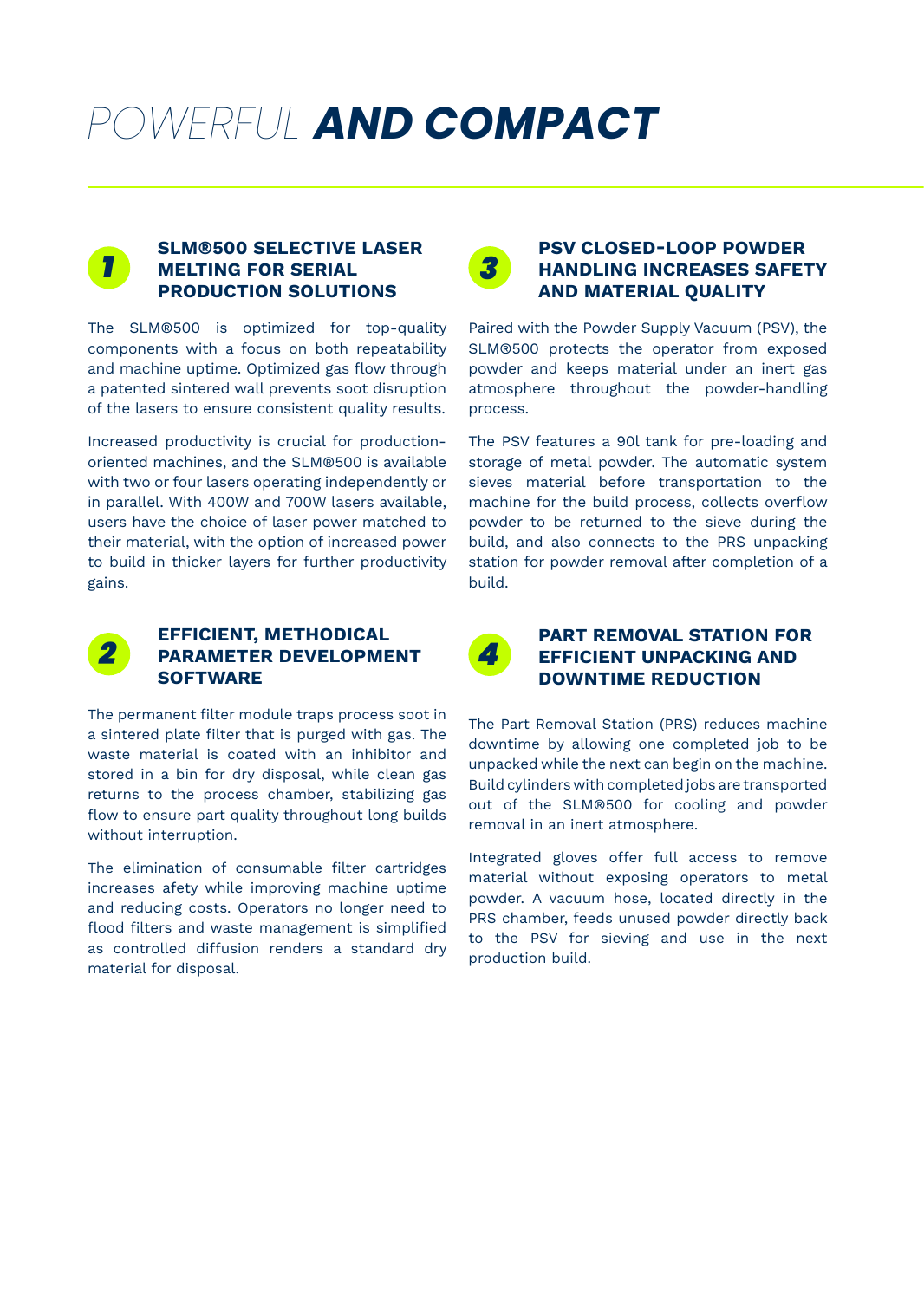# POWERFUL **AND COMPACT**

## 1 SLM®500 SELECTIVE LASER MELTING FOR SERIAL PRODUCTION SOLUTIONS

The SLM®500 is optimized for top-quality components with a focus on both repeatability and machine uptime. Optimized gas flow through a patented sintered wall prevents soot disruption of the lasers to ensure consistent quality results.

Increased productivity is crucial for production-oriented machines, and the SLM®500 is available with two or four lasers operating independently or in parallel. With 400W and 700W lasers available, users have the choice of laser power matched to their material, with the option of increased power to build in thicker layers for further productivity gains.

## 2 EFFICIENT, METHODICAL PARAMETER DEVELOPMENT SOFTWARE

The permanent filter module traps process soot in a sintered plate filter that is purged with gas. The waste material is coated with an inhibitor and stored in a bin for dry disposal, while clean gas returns to the process chamber, stabilizing gas flow to ensure part quality throughout long builds without interruption.

The elimination of consumable filter cartridges increases afety while improving machine uptime and reducing costs. Operators no longer need to flood filters and waste management is simplified as controlled diffusion renders a standard dry material for disposal.

## 3 PSV CLOSED-LOOP POWDER HANDLING INCREASES SAFETY AND MATERIAL QUALITY

Paired with the Powder Supply Vacuum (PSV), the SLM®500 protects the operator from exposed powder and keeps material under an inert gas atmosphere throughout the powder-handling process.

The PSV features a 90l tank for pre-loading and storage of metal powder. The automatic system sieves material before transportation to the machine for the build process, collects overflow powder to be returned to the sieve during the build, and also connects to the PRS unpacking station for powder removal after completion of a build.

## 4 PART REMOVAL STATION FOR EFFICIENT UNPACKING AND DOWNTIME REDUCTION

The Part Removal Station (PRS) reduces machine downtime by allowing one completed job to be unpacked while the next can begin on the machine. Build cylinders with completed jobs are transported out of the SLM®500 for cooling and powder removal in an inert atmosphere.

Integrated gloves offer full access to remove material without exposing operators to metal powder. A vacuum hose, located directly in the PRS chamber, feeds unused powder directly back to the PSV for sieving and use in the next production build.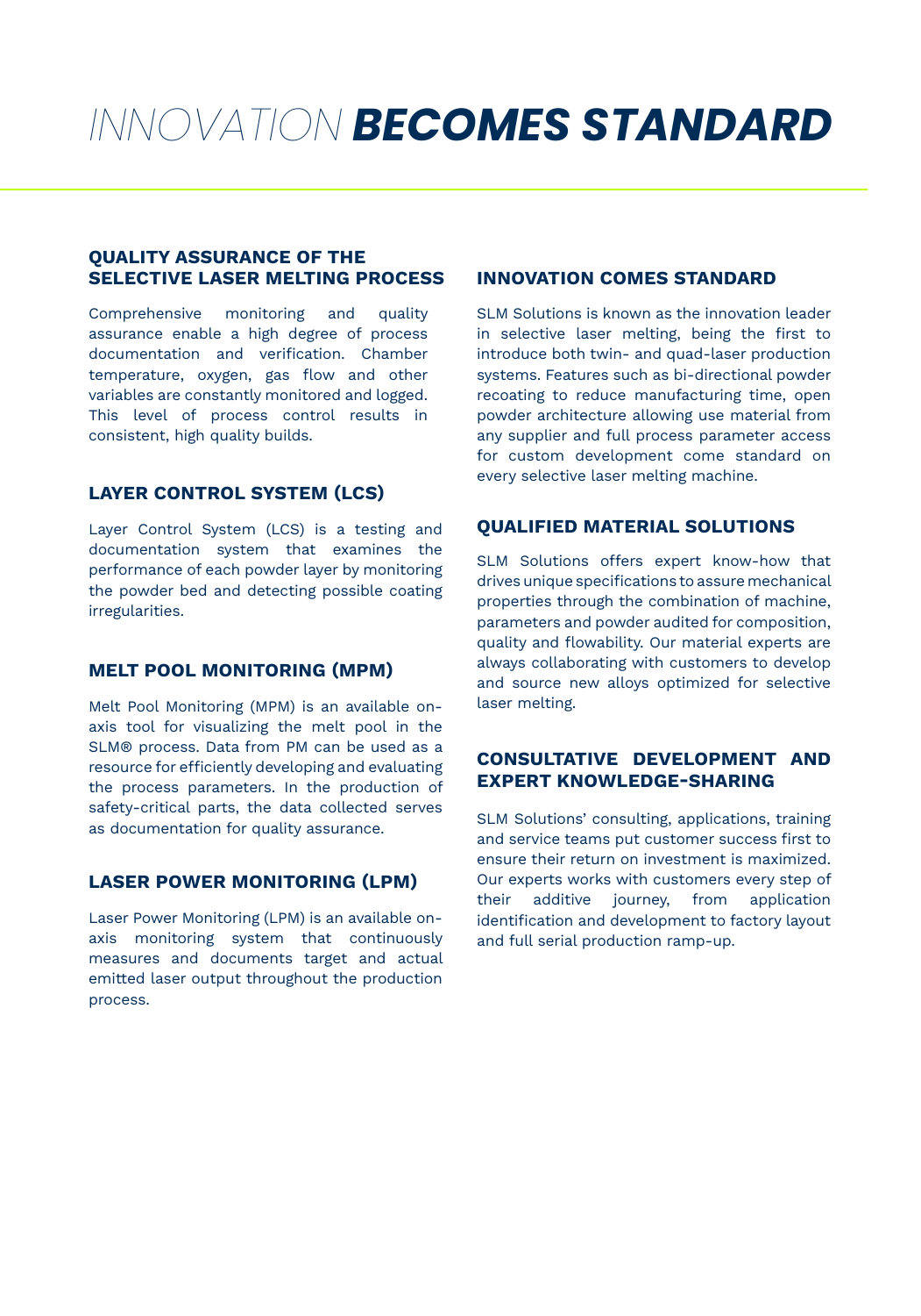# *INNOVATION* **BECOMES STANDARD**

## QUALITY ASSURANCE OF THE SELECTIVE LASER MELTING PROCESS

Comprehensive monitoring and quality assurance enable a high degree of process documentation and verification. Chamber temperature, oxygen, gas flow and other variables are constantly monitored and logged. This level of process control results in consistent, high quality builds.

## LAYER CONTROL SYSTEM (LCS)

Layer Control System (LCS) is a testing and documentation system that examines the performance of each powder layer by monitoring the powder bed and detecting possible coating irregularities.

## MELT POOL MONITORING (MPM)

Melt Pool Monitoring (MPM) is an available on-axis tool for visualizing the melt pool in the SLM® process. Data from PM can be used as a resource for efficiently developing and evaluating the process parameters. In the production of safety-critical parts, the data collected serves as documentation for quality assurance.

## LASER POWER MONITORING (LPM)

Laser Power Monitoring (LPM) is an available on-axis monitoring system that continuously measures and documents target and actual emitted laser output throughout the production process.

## INNOVATION COMES STANDARD

SLM Solutions is known as the innovation leader in selective laser melting, being the first to introduce both twin- and quad-laser production systems. Features such as bi-directional powder recoating to reduce manufacturing time, open powder architecture allowing use material from any supplier and full process parameter access for custom development come standard on every selective laser melting machine.

## QUALIFIED MATERIAL SOLUTIONS

SLM Solutions offers expert know-how that drives unique specifications to assure mechanical properties through the combination of machine, parameters and powder audited for composition, quality and flowability. Our material experts are always collaborating with customers to develop and source new alloys optimized for selective laser melting.

## CONSULTATIVE DEVELOPMENT AND EXPERT KNOWLEDGE-SHARING

SLM Solutions' consulting, applications, training and service teams put customer success first to ensure their return on investment is maximized. Our experts works with customers every step of their additive journey, from application identification and development to factory layout and full serial production ramp-up.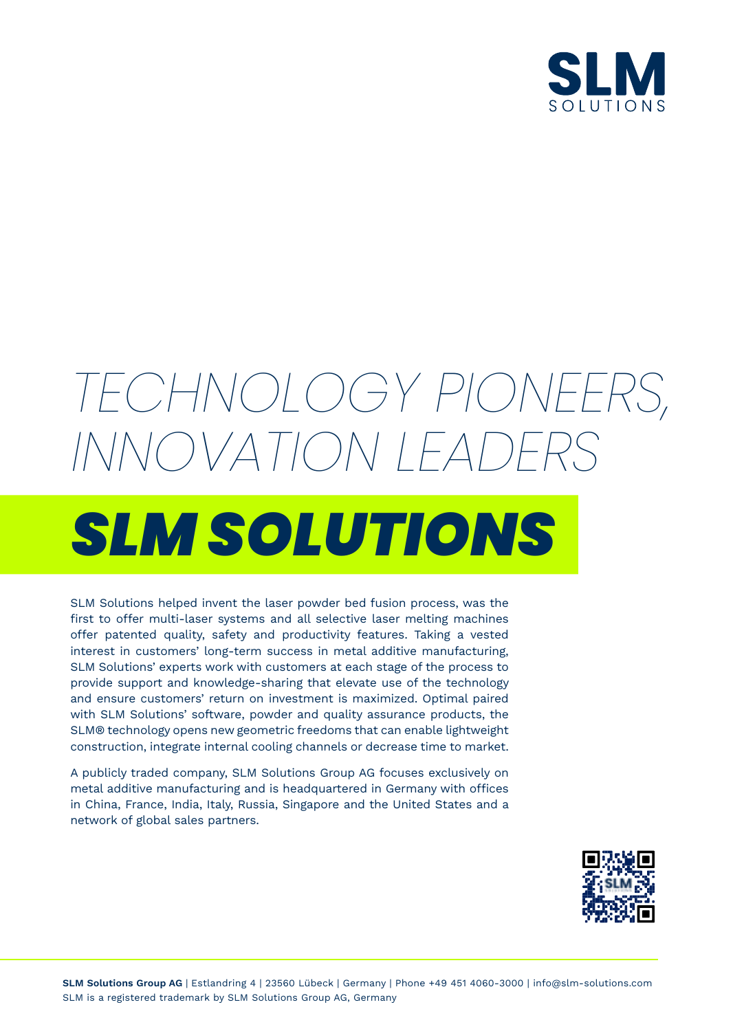SLM SOLUTIONS

# TECHNOLOGY PIONEERS, INNOVATION LEADERS

# SLM SOLUTIONS

SLM Solutions helped invent the laser powder bed fusion process, was the first to offer multi-laser systems and all selective laser melting machines offer patented quality, safety and productivity features. Taking a vested interest in customers' long-term success in metal additive manufacturing, SLM Solutions' experts work with customers at each stage of the process to provide support and knowledge-sharing that elevate use of the technology and ensure customers' return on investment is maximized. Optimal paired with SLM Solutions' software, powder and quality assurance products, the SLM® technology opens new geometric freedoms that can enable lightweight construction, integrate internal cooling channels or decrease time to market.

A publicly traded company, SLM Solutions Group AG focuses exclusively on metal additive manufacturing and is headquartered in Germany with offices in China, France, India, Italy, Russia, Singapore and the United States and a network of global sales partners.

**SLM Solutions Group AG** | Estlandring 4 | 23560 Lübeck | Germany | Phone +49 451 4060-3000 | info@slm-solutions.com
SLM is a registered trademark by SLM Solutions Group AG, Germany